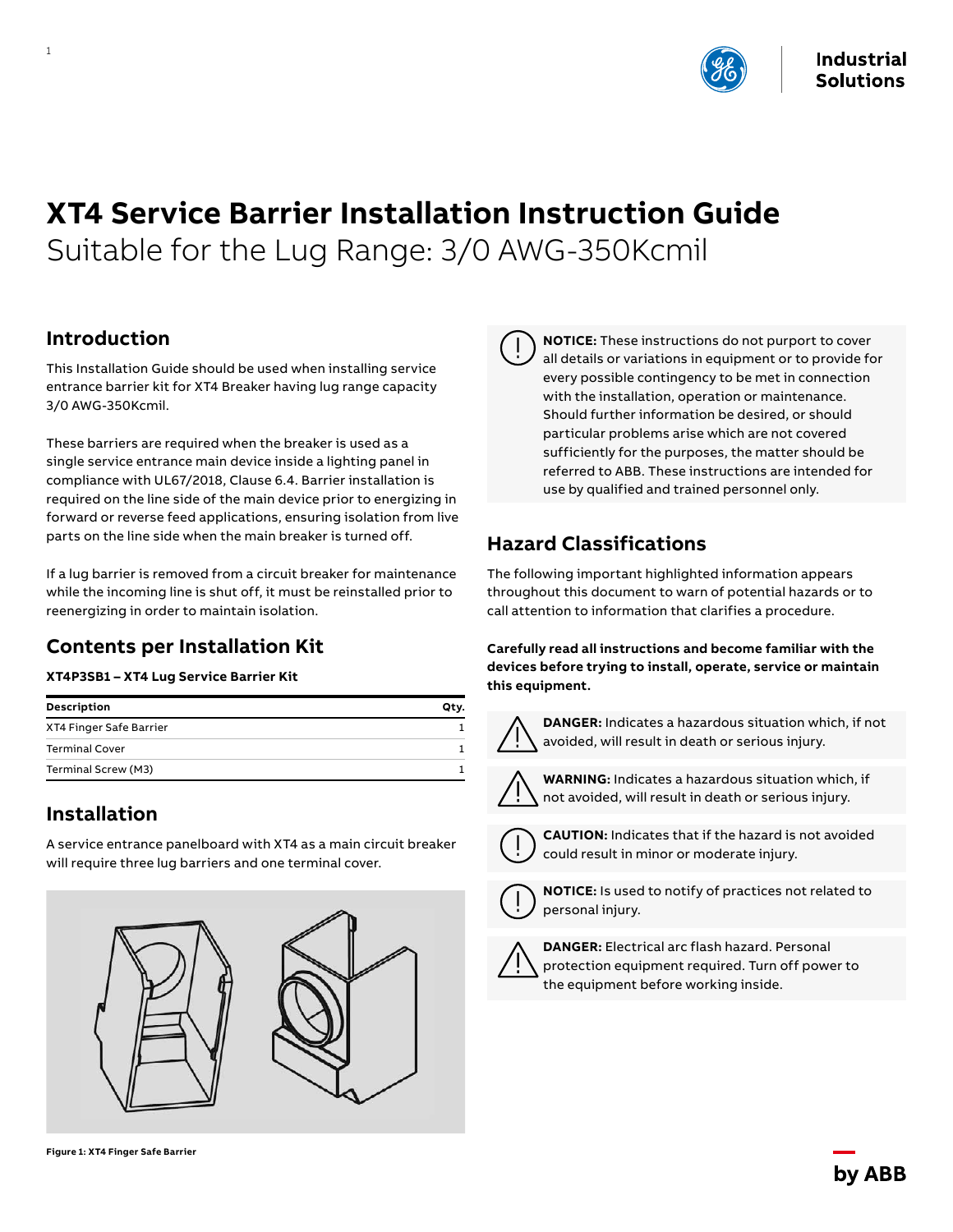# XT4 Service Barrier Installation Instruction Guide

Suitable for the Lug Range: 3/0 AWG-350Kcmil

## Introduction

This Installation Guide should be used when installing service entrance barrier kit for XT4 Breaker having lug range capacity 3/0 AWG-350Kcmil.

These barriers are required when the breaker is used as a single service entrance main device inside a lighting panel in compliance with UL67/2018, Clause 6.4. Barrier installation is required on the line side of the main device prior to energizing in forward or reverse feed applications, ensuring isolation from live parts on the line side when the main breaker is turned off.

If a lug barrier is removed from a circuit breaker for maintenance while the incoming line is shut off, it must be reinstalled prior to reenergizing in order to maintain isolation.

## Contents per Installation Kit

**XT4P3SB1 – XT4 Lug Service Barrier Kit**

| Description | Qty. |
|---|---|
| XT4 Finger Safe Barrier | 1 |
| Terminal Cover | 1 |
| Terminal Screw (M3) | 1 |

## Installation

A service entrance panelboard with XT4 as a main circuit breaker will require three lug barriers and one terminal cover.

**Figure 1: XT4 Finger Safe Barrier**

**NOTICE:** These instructions do not purport to cover all details or variations in equipment or to provide for every possible contingency to be met in connection with the installation, operation or maintenance. Should further information be desired, or should particular problems arise which are not covered sufficiently for the purposes, the matter should be referred to ABB. These instructions are intended for use by qualified and trained personnel only.

## Hazard Classifications

The following important highlighted information appears throughout this document to warn of potential hazards or to call attention to information that clarifies a procedure.

**Carefully read all instructions and become familiar with the devices before trying to install, operate, service or maintain this equipment.**

**DANGER:** Indicates a hazardous situation which, if not avoided, will result in death or serious injury.

**WARNING:** Indicates a hazardous situation which, if not avoided, will result in death or serious injury.

**CAUTION:** Indicates that if the hazard is not avoided could result in minor or moderate injury.

**NOTICE:** Is used to notify of practices not related to personal injury.

**DANGER:** Electrical arc flash hazard. Personal protection equipment required. Turn off power to the equipment before working inside.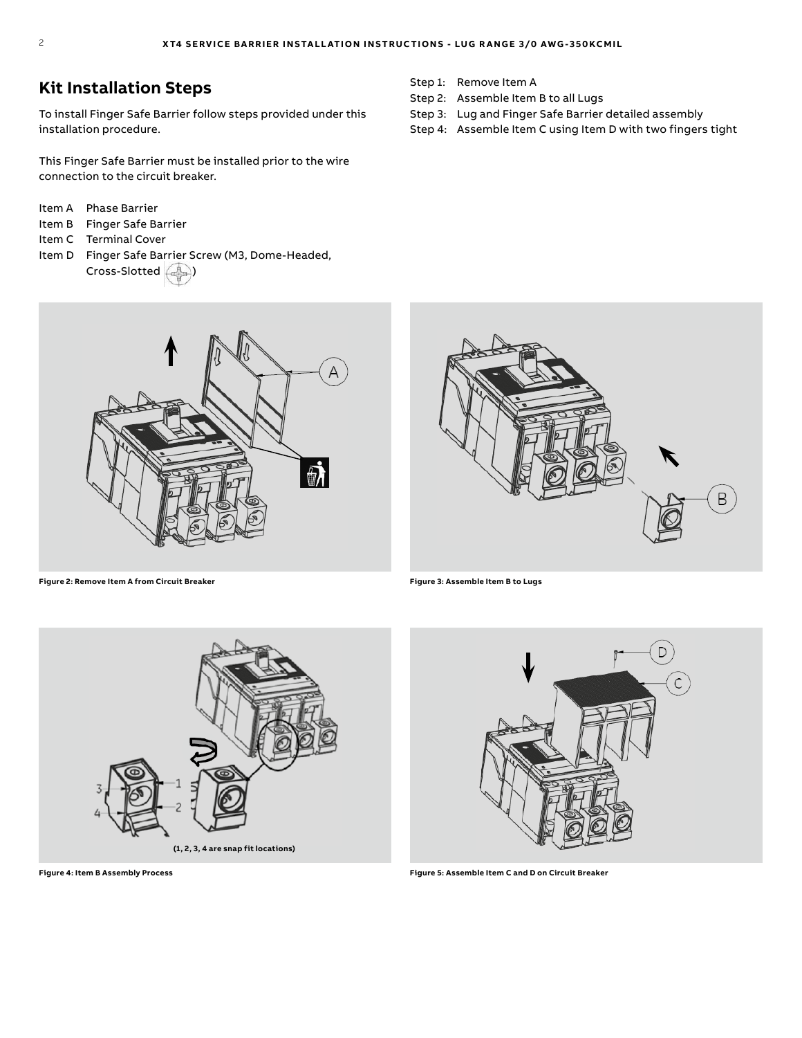## Kit Installation Steps

To install Finger Safe Barrier follow steps provided under this installation procedure.

This Finger Safe Barrier must be installed prior to the wire connection to the circuit breaker.

- Item A Phase Barrier
- Item B Finger Safe Barrier
- Item C Terminal Cover
- Item D Finger Safe Barrier Screw (M3, Dome-Headed, Cross-Slotted )

Step 1: Remove Item A
Step 2: Assemble Item B to all Lugs
Step 3: Lug and Finger Safe Barrier detailed assembly
Step 4: Assemble Item C using Item D with two fingers tight

A

**Figure 2: Remove Item A from Circuit Breaker**

B

**Figure 3: Assemble Item B to Lugs**

1
2
3
4
(1, 2, 3, 4 are snap fit locations)

**Figure 4: Item B Assembly Process**

D
C

**Figure 5: Assemble Item C and D on Circuit Breaker**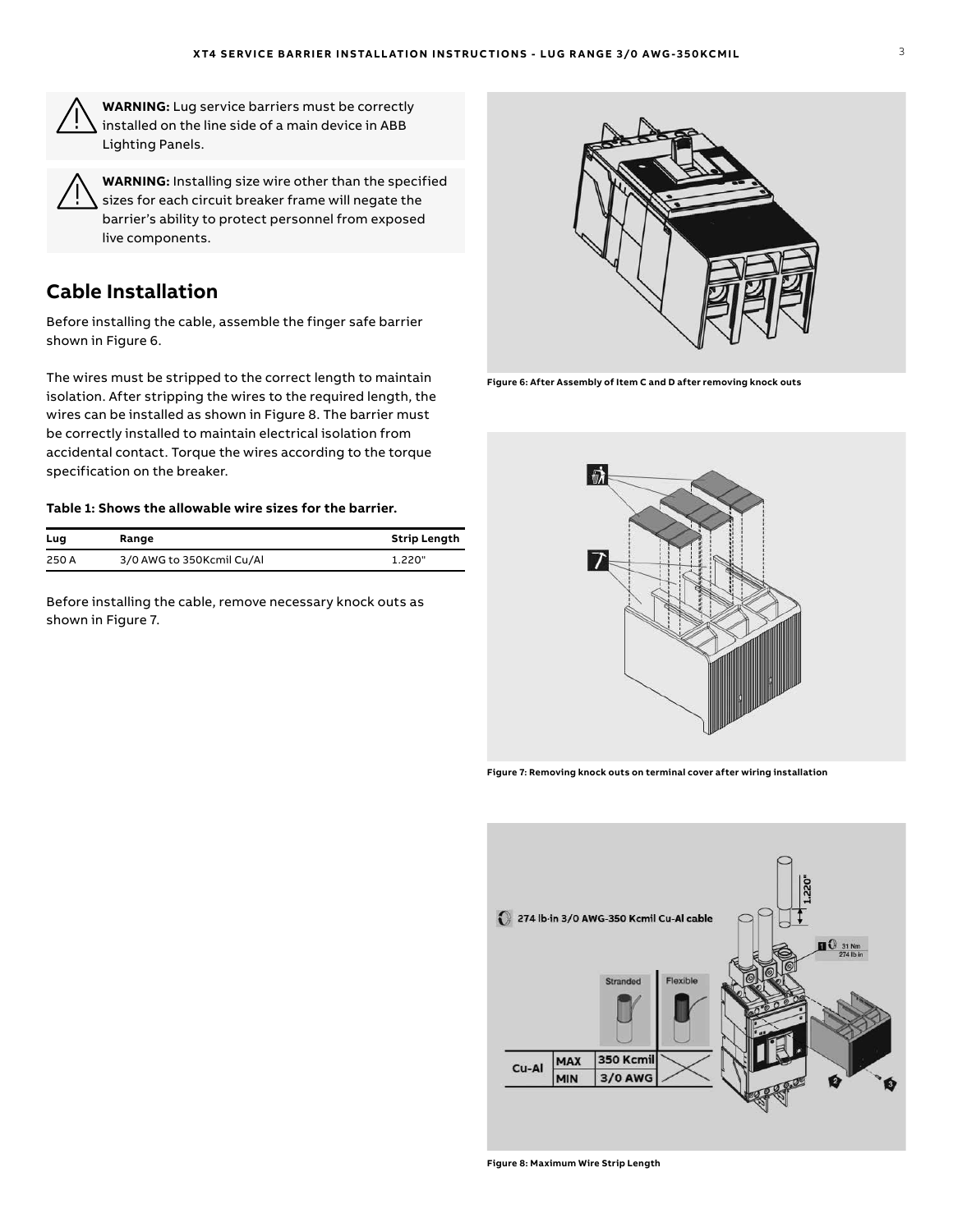**WARNING:** Lug service barriers must be correctly installed on the line side of a main device in ABB Lighting Panels.

**WARNING:** Installing size wire other than the specified sizes for each circuit breaker frame will negate the barrier's ability to protect personnel from exposed live components.

## Cable Installation

Before installing the cable, assemble the finger safe barrier shown in Figure 6.

The wires must be stripped to the correct length to maintain isolation. After stripping the wires to the required length, the wires can be installed as shown in Figure 8. The barrier must be correctly installed to maintain electrical isolation from accidental contact. Torque the wires according to the torque specification on the breaker.

**Table 1: Shows the allowable wire sizes for the barrier.**

| Lug | Range | Strip Length |
|---|---|---|
| 250 A | 3/0 AWG to 350Kcmil Cu/Al | 1.220" |

Before installing the cable, remove necessary knock outs as shown in Figure 7.

**Figure 6: After Assembly of Item C and D after removing knock outs**

**Figure 7: Removing knock outs on terminal cover after wiring installation**

274 lb·in 3/0 AWG-350 Kcmil Cu-Al cable

Stranded

Flexible

Cu-Al MAX 350 Kcmil

MIN 3/0 AWG

1.220"

31 Nm
274 lb in

**Figure 8: Maximum Wire Strip Length**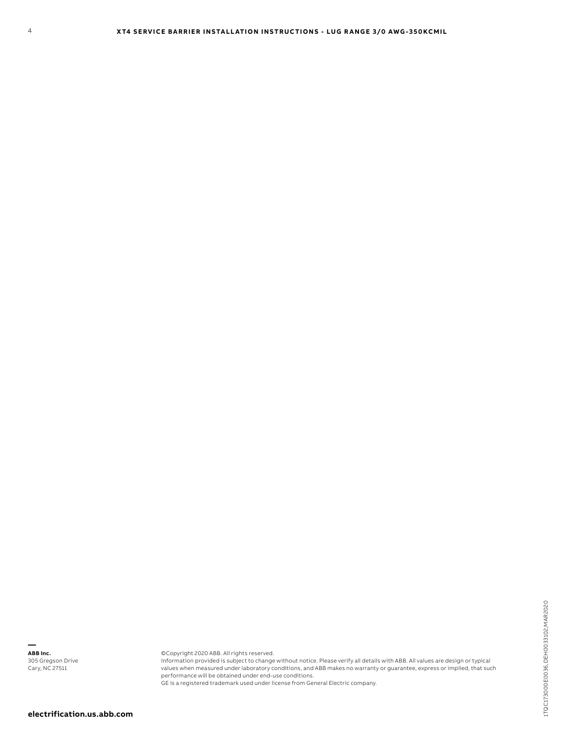**ABB Inc.**
305 Gregson Drive
Cary, NC 27511

©Copyright 2020 ABB. All rights reserved.
Information provided is subject to change without notice. Please verify all details with ABB. All values are design or typical values when measured under laboratory conditions, and ABB makes no warranty or guarantee, express or implied, that such performance will be obtained under end-use conditions.
GE is a registered trademark used under license from General Electric company.

**electrification.us.abb.com**

1TQC173000E0036, DEH0033102, MAR2020